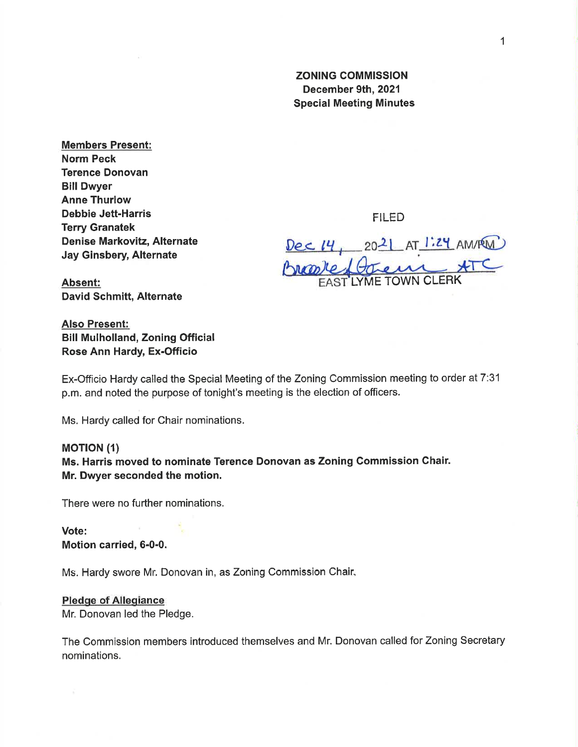# ZONING COMMISSION
## December 9th, 2021
## Special Meeting Minutes

**Members Present:**
**Norm Peck**
**Terence Donovan**
**Bill Dwyer**
**Anne Thurlow**
**Debbie Jett-Harris**
**Terry Granatek**
**Denise Markovitz, Alternate**
**Jay Ginsbery, Alternate**

**Absent:**
**David Schmitt, Alternate**

**Also Present:**
**Bill Mulholland, Zoning Official**
**Rose Ann Hardy, Ex-Officio**

FILED
Dec 14, 2021 AT 1:24 AM/PM
Brooke Stevens ATC
EAST LYME TOWN CLERK

Ex-Officio Hardy called the Special Meeting of the Zoning Commission meeting to order at 7:31 p.m. and noted the purpose of tonight's meeting is the election of officers.

Ms. Hardy called for Chair nominations.

**MOTION (1)**
**Ms. Harris moved to nominate Terence Donovan as Zoning Commission Chair.**
**Mr. Dwyer seconded the motion.**

There were no further nominations.

**Vote:**
**Motion carried, 6-0-0.**

Ms. Hardy swore Mr. Donovan in, as Zoning Commission Chair.

**Pledge of Allegiance**
Mr. Donovan led the Pledge.

The Commission members introduced themselves and Mr. Donovan called for Zoning Secretary nominations.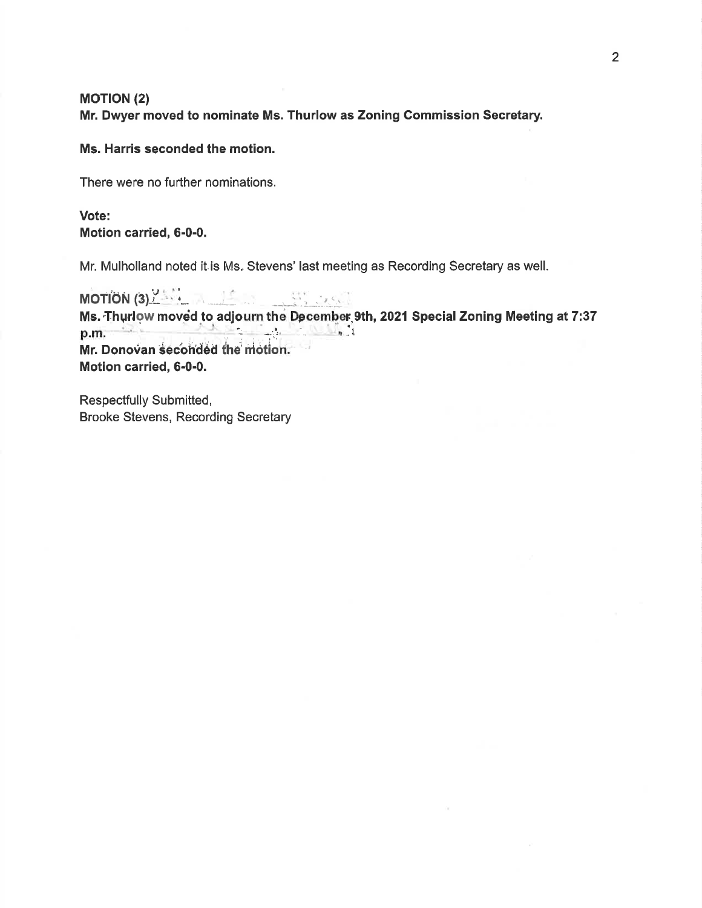**MOTION (2)**
**Mr. Dwyer moved to nominate Ms. Thurlow as Zoning Commission Secretary.**

**Ms. Harris seconded the motion.**

There were no further nominations.

**Vote:**
**Motion carried, 6-0-0.**

Mr. Mulholland noted it is Ms. Stevens' last meeting as Recording Secretary as well.

**MOTION (3)**
**Ms. Thurlow moved to adjourn the December 9th, 2021 Special Zoning Meeting at 7:37 p.m.**
**Mr. Donovan seconded the motion.**
**Motion carried, 6-0-0.**

Respectfully Submitted,
Brooke Stevens, Recording Secretary